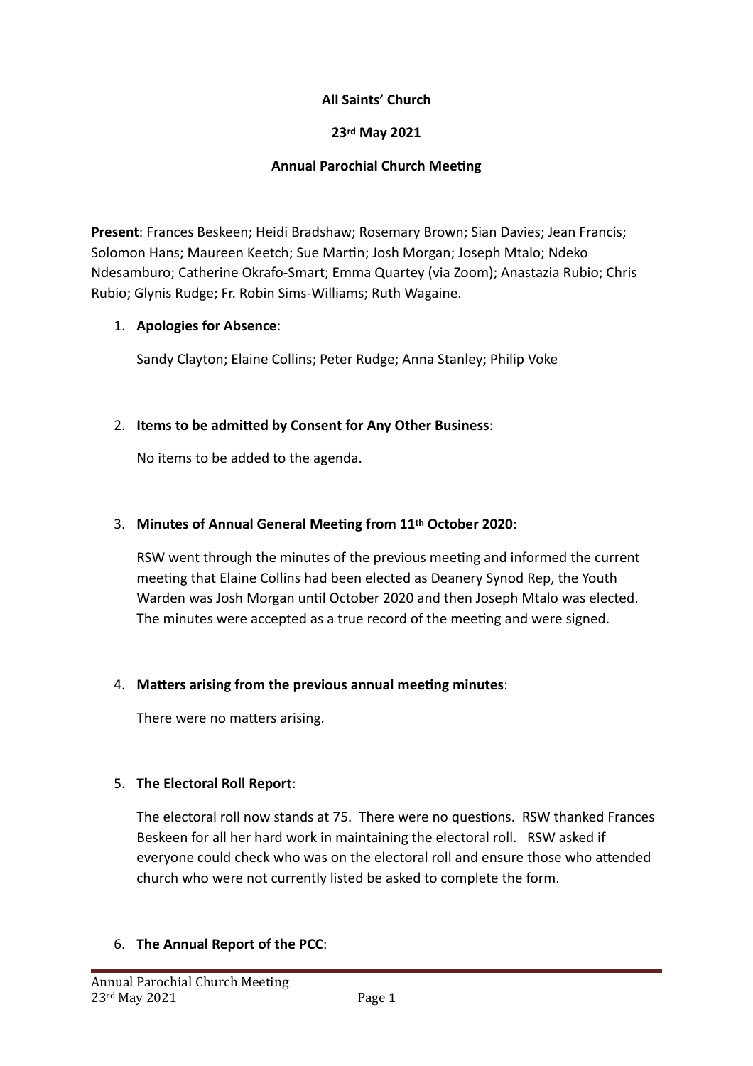**All Saints' Church**

**23rd May 2021**

**Annual Parochial Church Meeting**

**Present**: Frances Beskeen; Heidi Bradshaw; Rosemary Brown; Sian Davies; Jean Francis; Solomon Hans; Maureen Keetch; Sue Martin; Josh Morgan; Joseph Mtalo; Ndeko Ndesamburo; Catherine Okrafo-Smart; Emma Quartey (via Zoom); Anastazia Rubio; Chris Rubio; Glynis Rudge; Fr. Robin Sims-Williams; Ruth Wagaine.

1. **Apologies for Absence**:

   Sandy Clayton; Elaine Collins; Peter Rudge; Anna Stanley; Philip Voke

2. **Items to be admitted by Consent for Any Other Business**:

   No items to be added to the agenda.

3. **Minutes of Annual General Meeting from 11th October 2020**:

   RSW went through the minutes of the previous meeting and informed the current meeting that Elaine Collins had been elected as Deanery Synod Rep, the Youth Warden was Josh Morgan until October 2020 and then Joseph Mtalo was elected. The minutes were accepted as a true record of the meeting and were signed.

4. **Matters arising from the previous annual meeting minutes**:

   There were no matters arising.

5. **The Electoral Roll Report**:

   The electoral roll now stands at 75. There were no questions. RSW thanked Frances Beskeen for all her hard work in maintaining the electoral roll. RSW asked if everyone could check who was on the electoral roll and ensure those who attended church who were not currently listed be asked to complete the form.

6. **The Annual Report of the PCC**: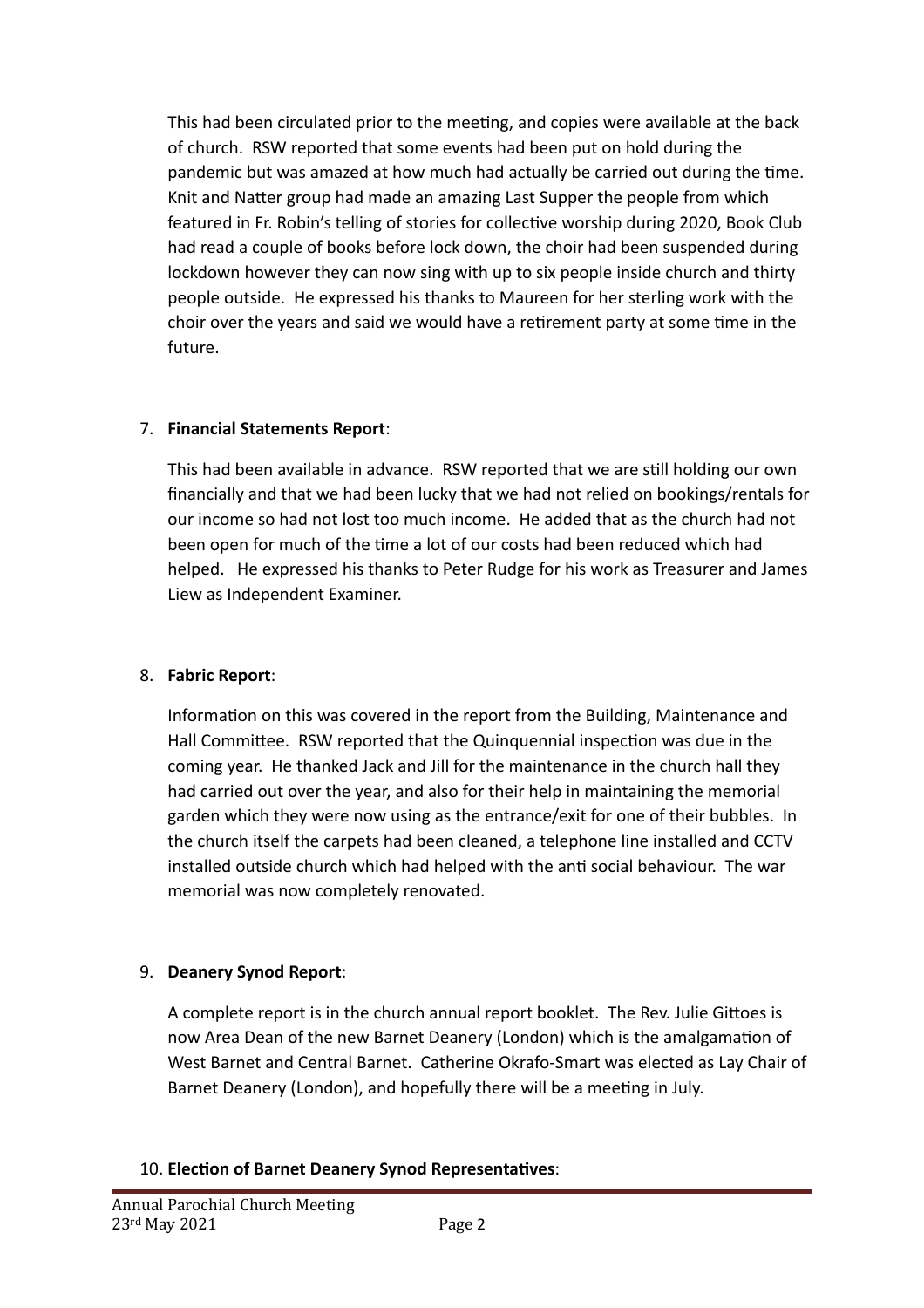This had been circulated prior to the meeting, and copies were available at the back of church. RSW reported that some events had been put on hold during the pandemic but was amazed at how much had actually be carried out during the time. Knit and Natter group had made an amazing Last Supper the people from which featured in Fr. Robin's telling of stories for collective worship during 2020, Book Club had read a couple of books before lock down, the choir had been suspended during lockdown however they can now sing with up to six people inside church and thirty people outside. He expressed his thanks to Maureen for her sterling work with the choir over the years and said we would have a retirement party at some time in the future.

7. **Financial Statements Report**:

   This had been available in advance. RSW reported that we are still holding our own financially and that we had been lucky that we had not relied on bookings/rentals for our income so had not lost too much income. He added that as the church had not been open for much of the time a lot of our costs had been reduced which had helped. He expressed his thanks to Peter Rudge for his work as Treasurer and James Liew as Independent Examiner.

8. **Fabric Report**:

   Information on this was covered in the report from the Building, Maintenance and Hall Committee. RSW reported that the Quinquennial inspection was due in the coming year. He thanked Jack and Jill for the maintenance in the church hall they had carried out over the year, and also for their help in maintaining the memorial garden which they were now using as the entrance/exit for one of their bubbles. In the church itself the carpets had been cleaned, a telephone line installed and CCTV installed outside church which had helped with the anti social behaviour. The war memorial was now completely renovated.

9. **Deanery Synod Report**:

   A complete report is in the church annual report booklet. The Rev. Julie Gittoes is now Area Dean of the new Barnet Deanery (London) which is the amalgamation of West Barnet and Central Barnet. Catherine Okrafo-Smart was elected as Lay Chair of Barnet Deanery (London), and hopefully there will be a meeting in July.

10. **Election of Barnet Deanery Synod Representatives**: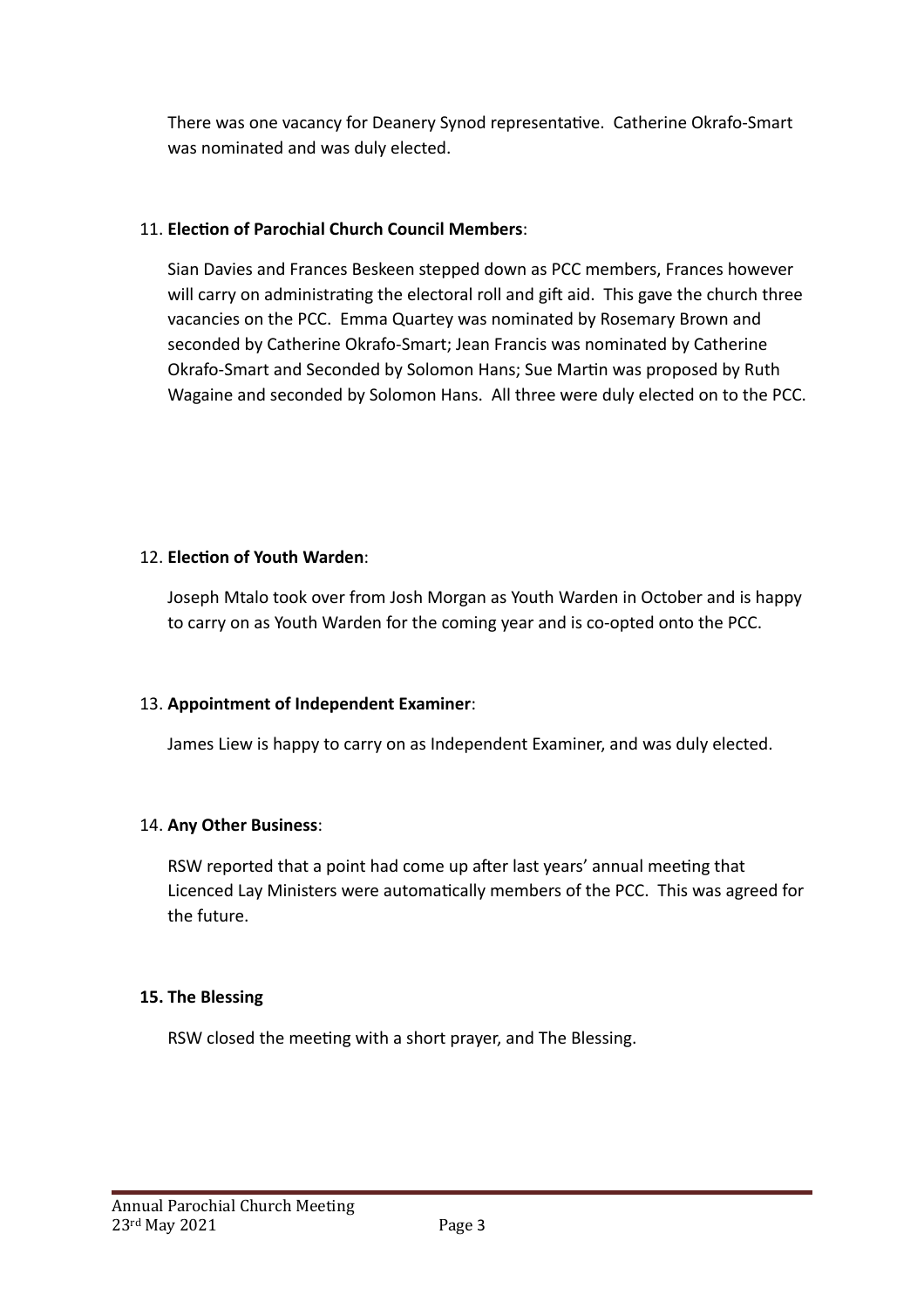There was one vacancy for Deanery Synod representative. Catherine Okrafo-Smart was nominated and was duly elected.

11. **Election of Parochial Church Council Members**:

    Sian Davies and Frances Beskeen stepped down as PCC members, Frances however will carry on administrating the electoral roll and gift aid. This gave the church three vacancies on the PCC. Emma Quartey was nominated by Rosemary Brown and seconded by Catherine Okrafo-Smart; Jean Francis was nominated by Catherine Okrafo-Smart and Seconded by Solomon Hans; Sue Martin was proposed by Ruth Wagaine and seconded by Solomon Hans. All three were duly elected on to the PCC.

12. **Election of Youth Warden**:

    Joseph Mtalo took over from Josh Morgan as Youth Warden in October and is happy to carry on as Youth Warden for the coming year and is co-opted onto the PCC.

13. **Appointment of Independent Examiner**:

    James Liew is happy to carry on as Independent Examiner, and was duly elected.

14. **Any Other Business**:

    RSW reported that a point had come up after last years' annual meeting that Licenced Lay Ministers were automatically members of the PCC. This was agreed for the future.

**15. The Blessing**

RSW closed the meeting with a short prayer, and The Blessing.